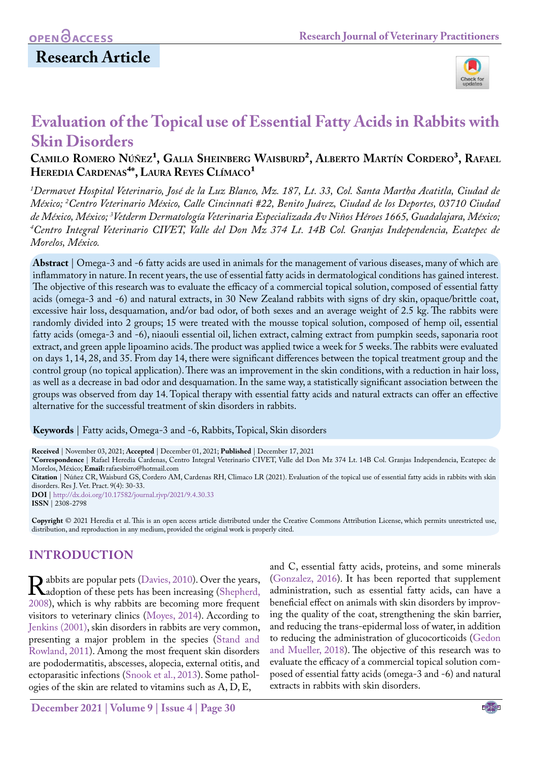OPEN ACCESS

Research Journal of Veterinary Practitioners

**Research Article**

# Evaluation of the Topical use of Essential Fatty Acids in Rabbits with Skin Disorders

**Camilo Romero Núñez[1], Galia Sheinberg Waisburd[2], Alberto Martín Cordero[3], Rafael Heredia Cardenas[4]*, Laura Reyes Clímaco[1]**

*[1]Dermavet Hospital Veterinario, José de la Luz Blanco, Mz. 187, Lt. 33, Col. Santa Martha Acatitla, Ciudad de México; [2]Centro Veterinario México, Calle Cincinnati #22, Benito Juárez, Ciudad de los Deportes, 03710 Ciudad de México, México; [3]Vetderm Dermatología Veterinaria Especializada Av Niños Héroes 1665, Guadalajara, México; [4]Centro Integral Veterinario CIVET, Valle del Don Mz 374 Lt. 14B Col. Granjas Independencia, Ecatepec de Morelos, México.*

**Abstract** | Omega-3 and -6 fatty acids are used in animals for the management of various diseases, many of which are inflammatory in nature. In recent years, the use of essential fatty acids in dermatological conditions has gained interest. The objective of this research was to evaluate the efficacy of a commercial topical solution, composed of essential fatty acids (omega-3 and -6) and natural extracts, in 30 New Zealand rabbits with signs of dry skin, opaque/brittle coat, excessive hair loss, desquamation, and/or bad odor, of both sexes and an average weight of 2.5 kg. The rabbits were randomly divided into 2 groups; 15 were treated with the mousse topical solution, composed of hemp oil, essential fatty acids (omega-3 and -6), niaouli essential oil, lichen extract, calming extract from pumpkin seeds, saponaria root extract, and green apple lipoamino acids. The product was applied twice a week for 5 weeks. The rabbits were evaluated on days 1, 14, 28, and 35. From day 14, there were significant differences between the topical treatment group and the control group (no topical application). There was an improvement in the skin conditions, with a reduction in hair loss, as well as a decrease in bad odor and desquamation. In the same way, a statistically significant association between the groups was observed from day 14. Topical therapy with essential fatty acids and natural extracts can offer an effective alternative for the successful treatment of skin disorders in rabbits.

**Keywords** | Fatty acids, Omega-3 and -6, Rabbits, Topical, Skin disorders

**Received** | November 03, 2021; **Accepted** | December 01, 2021; **Published** | December 17, 2021
**\*Correspondence** | Rafael Heredia Cardenas, Centro Integral Veterinario CIVET, Valle del Don Mz 374 Lt. 14B Col. Granjas Independencia, Ecatepec de Morelos, México; **Email:** rafaesbirro@hotmail.com
**Citation** | Núñez CR, Waisburd GS, Cordero AM, Cardenas RH, Climaco LR (2021). Evaluation of the topical use of essential fatty acids in rabbits with skin disorders. Res J. Vet. Pract. 9(4): 30-33.
**DOI** | http://dx.doi.org/10.17582/journal.rjvp/2021/9.4.30.33
**ISSN** | 2308-2798

**Copyright** © 2021 Heredia et al. This is an open access article distributed under the Creative Commons Attribution License, which permits unrestricted use, distribution, and reproduction in any medium, provided the original work is properly cited.

## INTRODUCTION

Rabbits are popular pets (Davies, 2010). Over the years, adoption of these pets has been increasing (Shepherd, 2008), which is why rabbits are becoming more frequent visitors to veterinary clinics (Moyes, 2014). According to Jenkins (2001), skin disorders in rabbits are very common, presenting a major problem in the species (Stand and Rowland, 2011). Among the most frequent skin disorders are pododermatitis, abscesses, alopecia, external otitis, and ectoparasitic infections (Snook et al., 2013). Some pathologies of the skin are related to vitamins such as A, D, E, and C, essential fatty acids, proteins, and some minerals (Gonzalez, 2016). It has been reported that supplement administration, such as essential fatty acids, can have a beneficial effect on animals with skin disorders by improving the quality of the coat, strengthening the skin barrier, and reducing the trans-epidermal loss of water, in addition to reducing the administration of glucocorticoids (Gedon and Mueller, 2018). The objective of this research was to evaluate the efficacy of a commercial topical solution composed of essential fatty acids (omega-3 and -6) and natural extracts in rabbits with skin disorders.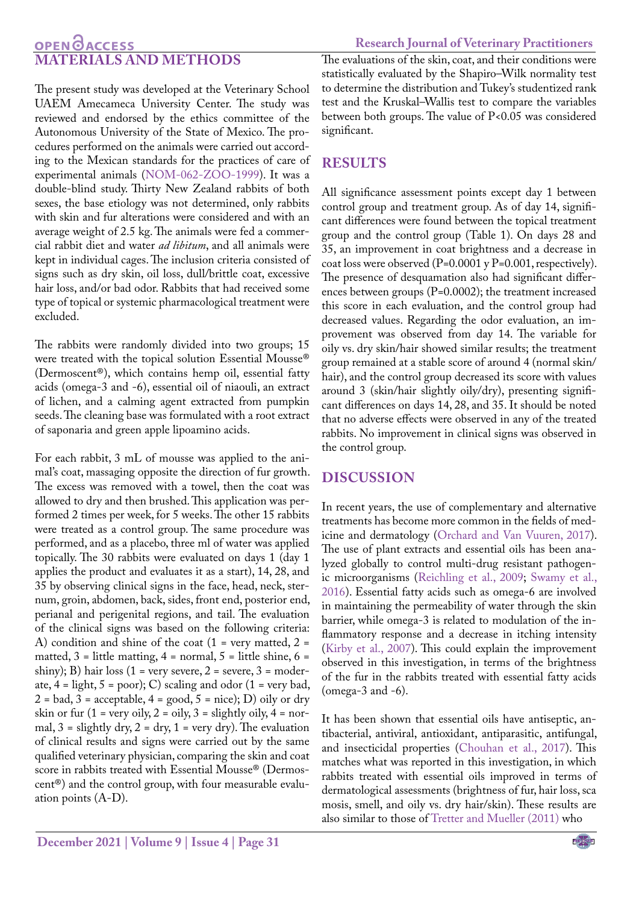## MATERIALS AND METHODS

The present study was developed at the Veterinary School UAEM Amecameca University Center. The study was reviewed and endorsed by the ethics committee of the Autonomous University of the State of Mexico. The procedures performed on the animals were carried out according to the Mexican standards for the practices of care of experimental animals (NOM-062-ZOO-1999). It was a double-blind study. Thirty New Zealand rabbits of both sexes, the base etiology was not determined, only rabbits with skin and fur alterations were considered and with an average weight of 2.5 kg. The animals were fed a commercial rabbit diet and water *ad libitum*, and all animals were kept in individual cages. The inclusion criteria consisted of signs such as dry skin, oil loss, dull/brittle coat, excessive hair loss, and/or bad odor. Rabbits that had received some type of topical or systemic pharmacological treatment were excluded.

The rabbits were randomly divided into two groups; 15 were treated with the topical solution Essential Mousse® (Dermoscent®), which contains hemp oil, essential fatty acids (omega-3 and -6), essential oil of niaouli, an extract of lichen, and a calming agent extracted from pumpkin seeds. The cleaning base was formulated with a root extract of saponaria and green apple lipoamino acids.

For each rabbit, 3 mL of mousse was applied to the animal's coat, massaging opposite the direction of fur growth. The excess was removed with a towel, then the coat was allowed to dry and then brushed. This application was performed 2 times per week, for 5 weeks. The other 15 rabbits were treated as a control group. The same procedure was performed, and as a placebo, three ml of water was applied topically. The 30 rabbits were evaluated on days 1 (day 1 applies the product and evaluates it as a start), 14, 28, and 35 by observing clinical signs in the face, head, neck, sternum, groin, abdomen, back, sides, front end, posterior end, perianal and perigenital regions, and tail. The evaluation of the clinical signs was based on the following criteria: A) condition and shine of the coat (1 = very matted, 2 = matted, 3 = little matting, 4 = normal, 5 = little shine, 6 = shiny); B) hair loss (1 = very severe, 2 = severe, 3 = moderate, 4 = light, 5 = poor); C) scaling and odor (1 = very bad, 2 = bad, 3 = acceptable, 4 = good, 5 = nice); D) oily or dry skin or fur (1 = very oily, 2 = oily, 3 = slightly oily, 4 = normal, 3 = slightly dry, 2 = dry, 1 = very dry). The evaluation of clinical results and signs were carried out by the same qualified veterinary physician, comparing the skin and coat score in rabbits treated with Essential Mousse® (Dermoscent®) and the control group, with four measurable evaluation points (A-D).

The evaluations of the skin, coat, and their conditions were statistically evaluated by the Shapiro–Wilk normality test to determine the distribution and Tukey's studentized rank test and the Kruskal–Wallis test to compare the variables between both groups. The value of $P<0.05$ was considered significant.

## RESULTS

All significance assessment points except day 1 between control group and treatment group. As of day 14, significant differences were found between the topical treatment group and the control group (Table 1). On days 28 and 35, an improvement in coat brightness and a decrease in coat loss were observed ($P=0.0001$ y $P=0.001$, respectively). The presence of desquamation also had significant differences between groups ($P=0.0002$); the treatment increased this score in each evaluation, and the control group had decreased values. Regarding the odor evaluation, an improvement was observed from day 14. The variable for oily vs. dry skin/hair showed similar results; the treatment group remained at a stable score of around 4 (normal skin/hair), and the control group decreased its score with values around 3 (skin/hair slightly oily/dry), presenting significant differences on days 14, 28, and 35. It should be noted that no adverse effects were observed in any of the treated rabbits. No improvement in clinical signs was observed in the control group.

## DISCUSSION

In recent years, the use of complementary and alternative treatments has become more common in the fields of medicine and dermatology (Orchard and Van Vuuren, 2017). The use of plant extracts and essential oils has been analyzed globally to control multi-drug resistant pathogenic microorganisms (Reichling et al., 2009; Swamy et al., 2016). Essential fatty acids such as omega-6 are involved in maintaining the permeability of water through the skin barrier, while omega-3 is related to modulation of the inflammatory response and a decrease in itching intensity (Kirby et al., 2007). This could explain the improvement observed in this investigation, in terms of the brightness of the fur in the rabbits treated with essential fatty acids (omega-3 and -6).

It has been shown that essential oils have antiseptic, antibacterial, antiviral, antioxidant, antiparasitic, antifungal, and insecticidal properties (Chouhan et al., 2017). This matches what was reported in this investigation, in which rabbits treated with essential oils improved in terms of dermatological assessments (brightness of fur, hair loss, scamosis, smell, and oily vs. dry hair/skin). These results are also similar to those of Tretter and Mueller (2011) who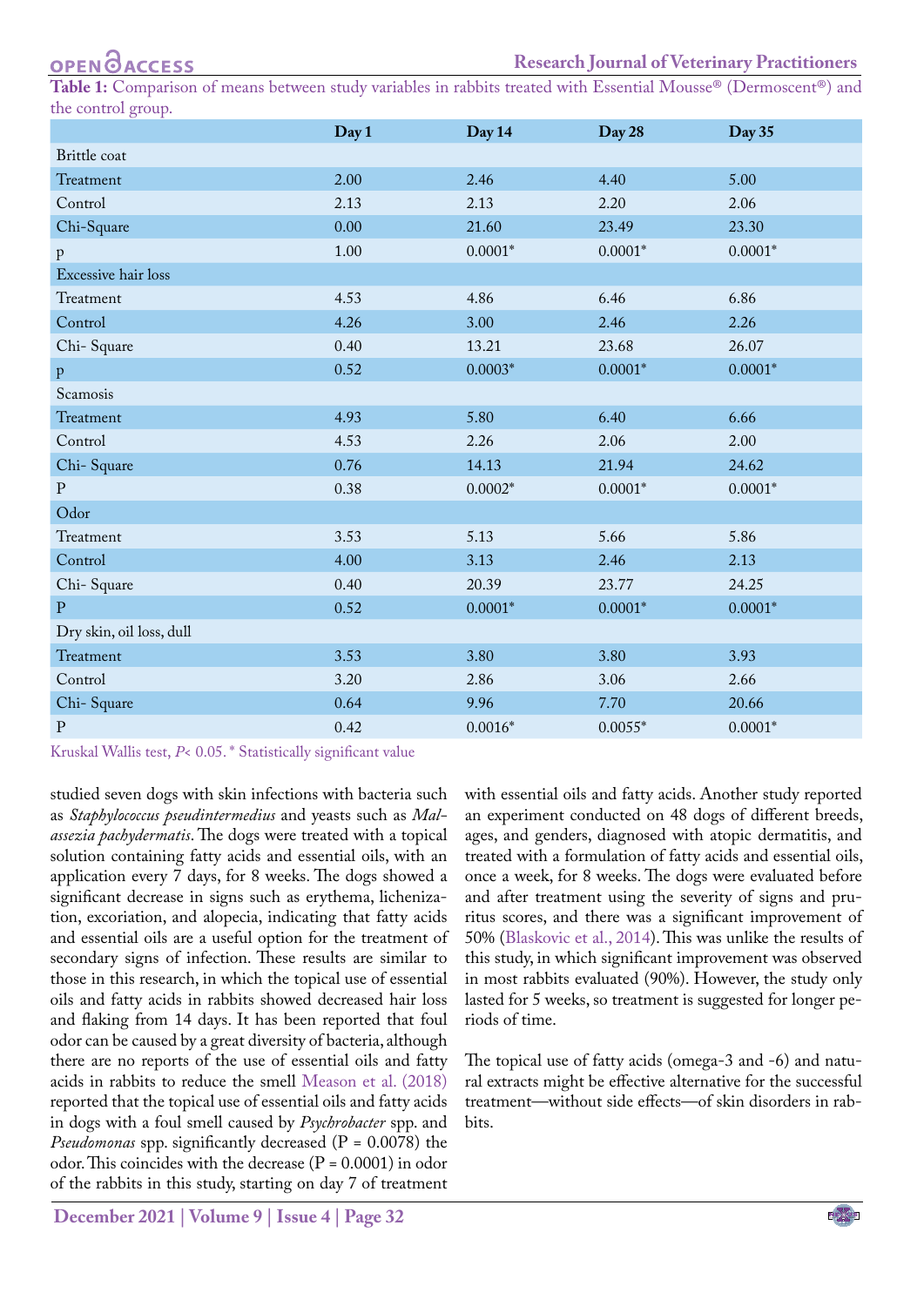**Table 1:** Comparison of means between study variables in rabbits treated with Essential Mousse® (Dermoscent®) and the control group.

| | Day 1 | Day 14 | Day 28 | Day 35 |
|---|---|---|---|---|
| Brittle coat | | | | |
| Treatment | 2.00 | 2.46 | 4.40 | 5.00 |
| Control | 2.13 | 2.13 | 2.20 | 2.06 |
| Chi-Square | 0.00 | 21.60 | 23.49 | 23.30 |
| p | 1.00 | 0.0001* | 0.0001* | 0.0001* |
| Excessive hair loss | | | | |
| Treatment | 4.53 | 4.86 | 6.46 | 6.86 |
| Control | 4.26 | 3.00 | 2.46 | 2.26 |
| Chi- Square | 0.40 | 13.21 | 23.68 | 26.07 |
| p | 0.52 | 0.0003* | 0.0001* | 0.0001* |
| Scamosis | | | | |
| Treatment | 4.93 | 5.80 | 6.40 | 6.66 |
| Control | 4.53 | 2.26 | 2.06 | 2.00 |
| Chi- Square | 0.76 | 14.13 | 21.94 | 24.62 |
| P | 0.38 | 0.0002* | 0.0001* | 0.0001* |
| Odor | | | | |
| Treatment | 3.53 | 5.13 | 5.66 | 5.86 |
| Control | 4.00 | 3.13 | 2.46 | 2.13 |
| Chi- Square | 0.40 | 20.39 | 23.77 | 24.25 |
| P | 0.52 | 0.0001* | 0.0001* | 0.0001* |
| Dry skin, oil loss, dull | | | | |
| Treatment | 3.53 | 3.80 | 3.80 | 3.93 |
| Control | 3.20 | 2.86 | 3.06 | 2.66 |
| Chi- Square | 0.64 | 9.96 | 7.70 | 20.66 |
| P | 0.42 | 0.0016* | 0.0055* | 0.0001* |

Kruskal Wallis test, $P < 0.05$. * Statistically significant value

studied seven dogs with skin infections with bacteria such as *Staphylococcus pseudintermedius* and yeasts such as *Malassezia pachydermatis*. The dogs were treated with a topical solution containing fatty acids and essential oils, with an application every 7 days, for 8 weeks. The dogs showed a significant decrease in signs such as erythema, lichenization, excoriation, and alopecia, indicating that fatty acids and essential oils are a useful option for the treatment of secondary signs of infection. These results are similar to those in this research, in which the topical use of essential oils and fatty acids in rabbits showed decreased hair loss and flaking from 14 days. It has been reported that foul odor can be caused by a great diversity of bacteria, although there are no reports of the use of essential oils and fatty acids in rabbits to reduce the smell Meason et al. (2018) reported that the topical use of essential oils and fatty acids in dogs with a foul smell caused by *Psychrobacter* spp. and *Pseudomonas* spp. significantly decreased (P = 0.0078) the odor. This coincides with the decrease (P = 0.0001) in odor of the rabbits in this study, starting on day 7 of treatment with essential oils and fatty acids. Another study reported an experiment conducted on 48 dogs of different breeds, ages, and genders, diagnosed with atopic dermatitis, and treated with a formulation of fatty acids and essential oils, once a week, for 8 weeks. The dogs were evaluated before and after treatment using the severity of signs and pruritus scores, and there was a significant improvement of 50% (Blaskovic et al., 2014). This was unlike the results of this study, in which significant improvement was observed in most rabbits evaluated (90%). However, the study only lasted for 5 weeks, so treatment is suggested for longer periods of time.

The topical use of fatty acids (omega-3 and -6) and natural extracts might be effective alternative for the successful treatment—without side effects—of skin disorders in rabbits.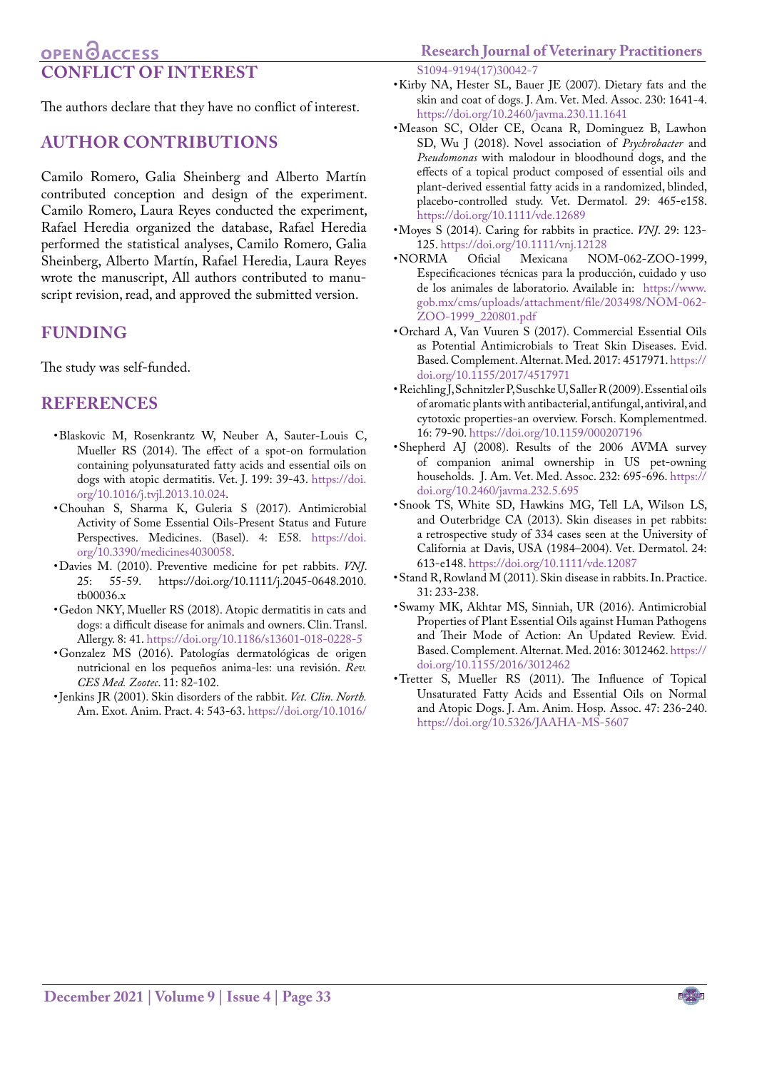## CONFLICT OF INTEREST

The authors declare that they have no conflict of interest.

## AUTHOR CONTRIBUTIONS

Camilo Romero, Galia Sheinberg and Alberto Martín contributed conception and design of the experiment. Camilo Romero, Laura Reyes conducted the experiment, Rafael Heredia organized the database, Rafael Heredia performed the statistical analyses, Camilo Romero, Galia Sheinberg, Alberto Martín, Rafael Heredia, Laura Reyes wrote the manuscript, All authors contributed to manuscript revision, read, and approved the submitted version.

## FUNDING

The study was self-funded.

## REFERENCES

- Blaskovic M, Rosenkrantz W, Neuber A, Sauter-Louis C, Mueller RS (2014). The effect of a spot-on formulation containing polyunsaturated fatty acids and essential oils on dogs with atopic dermatitis. Vet. J. 199: 39-43. https://doi.org/10.1016/j.tvjl.2013.10.024.
- Chouhan S, Sharma K, Guleria S (2017). Antimicrobial Activity of Some Essential Oils-Present Status and Future Perspectives. Medicines. (Basel). 4: E58. https://doi.org/10.3390/medicines4030058.
- Davies M. (2010). Preventive medicine for pet rabbits. *VNJ*. 25: 55-59. https://doi.org/10.1111/j.2045-0648.2010.tb00036.x
- Gedon NKY, Mueller RS (2018). Atopic dermatitis in cats and dogs: a difficult disease for animals and owners. Clin. Transl. Allergy. 8: 41. https://doi.org/10.1186/s13601-018-0228-5
- Gonzalez MS (2016). Patologías dermatológicas de origen nutricional en los pequeños anima-les: una revisión. *Rev. CES Med. Zootec*. 11: 82-102.
- Jenkins JR (2001). Skin disorders of the rabbit. *Vet. Clin. North.* Am. Exot. Anim. Pract. 4: 543-63. https://doi.org/10.1016/S1094-9194(17)30042-7
- Kirby NA, Hester SL, Bauer JE (2007). Dietary fats and the skin and coat of dogs. J. Am. Vet. Med. Assoc. 230: 1641-4. https://doi.org/10.2460/javma.230.11.1641
- Meason SC, Older CE, Ocana R, Dominguez B, Lawhon SD, Wu J (2018). Novel association of *Psychrobacter* and *Pseudomonas* with malodour in bloodhound dogs, and the effects of a topical product composed of essential oils and plant-derived essential fatty acids in a randomized, blinded, placebo-controlled study. Vet. Dermatol. 29: 465-e158. https://doi.org/10.1111/vde.12689
- Moyes S (2014). Caring for rabbits in practice. *VNJ*. 29: 123-125. https://doi.org/10.1111/vnj.12128
- NORMA Oficial Mexicana NOM-062-ZOO-1999, Especificaciones técnicas para la producción, cuidado y uso de los animales de laboratorio. Available in: https://www.gob.mx/cms/uploads/attachment/file/203498/NOM-062-ZOO-1999_220801.pdf
- Orchard A, Van Vuuren S (2017). Commercial Essential Oils as Potential Antimicrobials to Treat Skin Diseases. Evid. Based. Complement. Alternat. Med. 2017: 4517971. https://doi.org/10.1155/2017/4517971
- Reichling J, Schnitzler P, Suschke U, Saller R (2009). Essential oils of aromatic plants with antibacterial, antifungal, antiviral, and cytotoxic properties-an overview. Forsch. Komplementmed. 16: 79-90. https://doi.org/10.1159/000207196
- Shepherd AJ (2008). Results of the 2006 AVMA survey of companion animal ownership in US pet-owning households. J. Am. Vet. Med. Assoc. 232: 695-696. https://doi.org/10.2460/javma.232.5.695
- Snook TS, White SD, Hawkins MG, Tell LA, Wilson LS, and Outerbridge CA (2013). Skin diseases in pet rabbits: a retrospective study of 334 cases seen at the University of California at Davis, USA (1984–2004). Vet. Dermatol. 24: 613-e148. https://doi.org/10.1111/vde.12087
- Stand R, Rowland M (2011). Skin disease in rabbits. In. Practice. 31: 233-238.
- Swamy MK, Akhtar MS, Sinniah, UR (2016). Antimicrobial Properties of Plant Essential Oils against Human Pathogens and Their Mode of Action: An Updated Review. Evid. Based. Complement. Alternat. Med. 2016: 3012462. https://doi.org/10.1155/2016/3012462
- Tretter S, Mueller RS (2011). The Influence of Topical Unsaturated Fatty Acids and Essential Oils on Normal and Atopic Dogs. J. Am. Anim. Hosp. Assoc. 47: 236-240. https://doi.org/10.5326/JAAHA-MS-5607